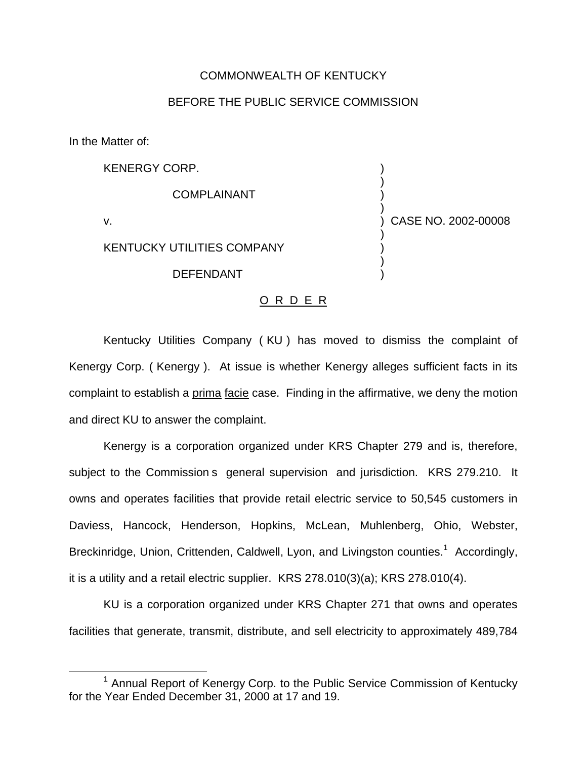COMMONWEALTH OF KENTUCKY

BEFORE THE PUBLIC SERVICE COMMISSION

In the Matter of:

| | |
|---|---|
| KENERGY CORP.<br><br>COMPLAINANT<br><br>v.<br><br>KENTUCKY UTILITIES COMPANY<br><br>DEFENDANT | CASE NO. 2002-00008 |

O R D E R

Kentucky Utilities Company ( KU ) has moved to dismiss the complaint of Kenergy Corp. ( Kenergy ). At issue is whether Kenergy alleges sufficient facts in its complaint to establish a prima facie case. Finding in the affirmative, we deny the motion and direct KU to answer the complaint.

Kenergy is a corporation organized under KRS Chapter 279 and is, therefore, subject to the Commission s general supervision and jurisdiction. KRS 279.210. It owns and operates facilities that provide retail electric service to 50,545 customers in Daviess, Hancock, Henderson, Hopkins, McLean, Muhlenberg, Ohio, Webster, Breckinridge, Union, Crittenden, Caldwell, Lyon, and Livingston counties.[1] Accordingly, it is a utility and a retail electric supplier. KRS 278.010(3)(a); KRS 278.010(4).

KU is a corporation organized under KRS Chapter 271 that owns and operates facilities that generate, transmit, distribute, and sell electricity to approximately 489,784

[1] Annual Report of Kenergy Corp. to the Public Service Commission of Kentucky for the Year Ended December 31, 2000 at 17 and 19.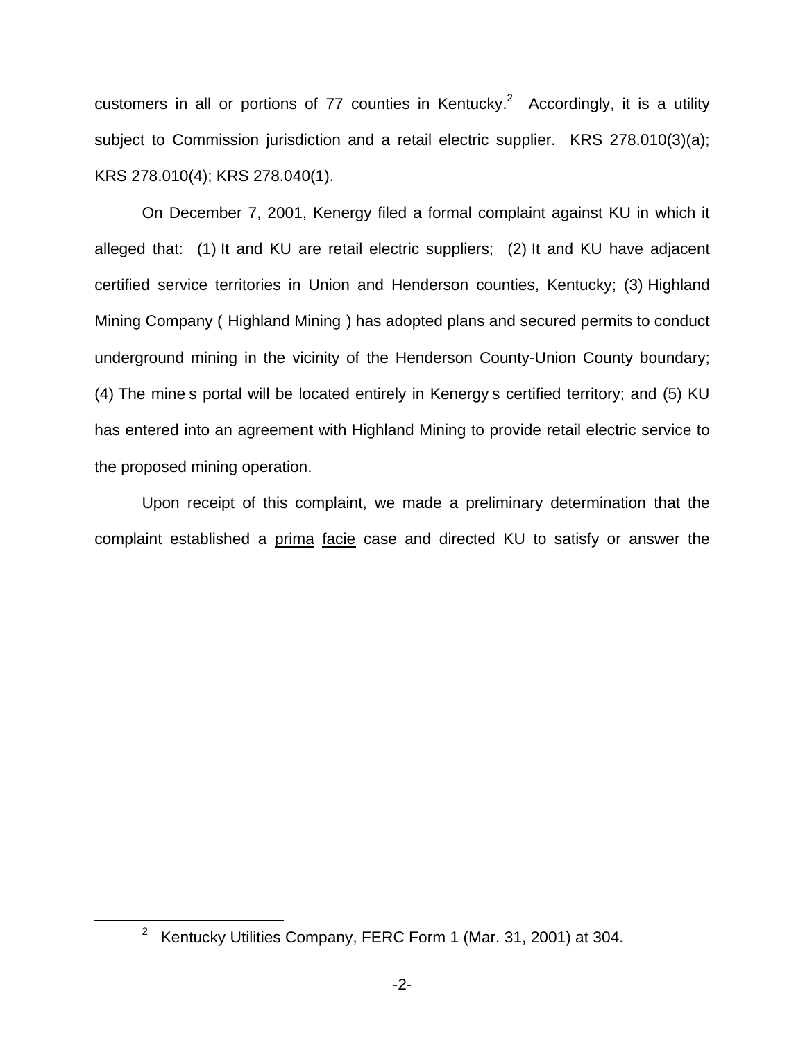customers in all or portions of 77 counties in Kentucky.[2] Accordingly, it is a utility subject to Commission jurisdiction and a retail electric supplier. KRS 278.010(3)(a); KRS 278.010(4); KRS 278.040(1).

On December 7, 2001, Kenergy filed a formal complaint against KU in which it alleged that: (1) It and KU are retail electric suppliers; (2) It and KU have adjacent certified service territories in Union and Henderson counties, Kentucky; (3) Highland Mining Company ( Highland Mining ) has adopted plans and secured permits to conduct underground mining in the vicinity of the Henderson County-Union County boundary; (4) The mine s portal will be located entirely in Kenergy s certified territory; and (5) KU has entered into an agreement with Highland Mining to provide retail electric service to the proposed mining operation.

Upon receipt of this complaint, we made a preliminary determination that the complaint established a prima facie case and directed KU to satisfy or answer the

[2] Kentucky Utilities Company, FERC Form 1 (Mar. 31, 2001) at 304.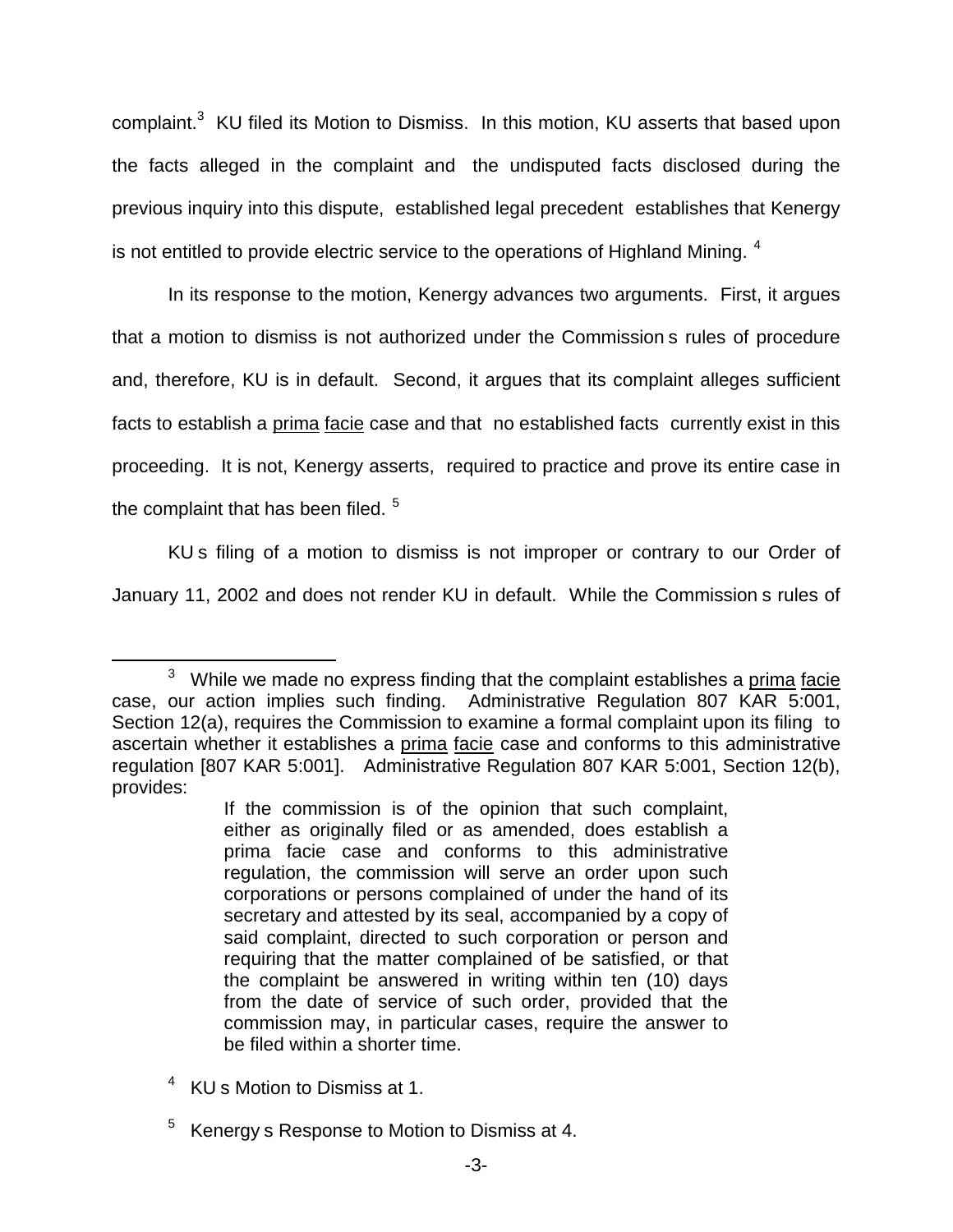complaint.[3] KU filed its Motion to Dismiss. In this motion, KU asserts that based upon the facts alleged in the complaint and the undisputed facts disclosed during the previous inquiry into this dispute, established legal precedent establishes that Kenergy is not entitled to provide electric service to the operations of Highland Mining.[4]

In its response to the motion, Kenergy advances two arguments. First, it argues that a motion to dismiss is not authorized under the Commission s rules of procedure and, therefore, KU is in default. Second, it argues that its complaint alleges sufficient facts to establish a prima facie case and that no established facts currently exist in this proceeding. It is not, Kenergy asserts, required to practice and prove its entire case in the complaint that has been filed.[5]

KU s filing of a motion to dismiss is not improper or contrary to our Order of January 11, 2002 and does not render KU in default. While the Commission s rules of

---

[3] While we made no express finding that the complaint establishes a prima facie case, our action implies such finding. Administrative Regulation 807 KAR 5:001, Section 12(a), requires the Commission to examine a formal complaint upon its filing to ascertain whether it establishes a prima facie case and conforms to this administrative regulation [807 KAR 5:001]. Administrative Regulation 807 KAR 5:001, Section 12(b), provides:

> If the commission is of the opinion that such complaint, either as originally filed or as amended, does establish a prima facie case and conforms to this administrative regulation, the commission will serve an order upon such corporations or persons complained of under the hand of its secretary and attested by its seal, accompanied by a copy of said complaint, directed to such corporation or person and requiring that the matter complained of be satisfied, or that the complaint be answered in writing within ten (10) days from the date of service of such order, provided that the commission may, in particular cases, require the answer to be filed within a shorter time.

[4] KU s Motion to Dismiss at 1.

[5] Kenergy s Response to Motion to Dismiss at 4.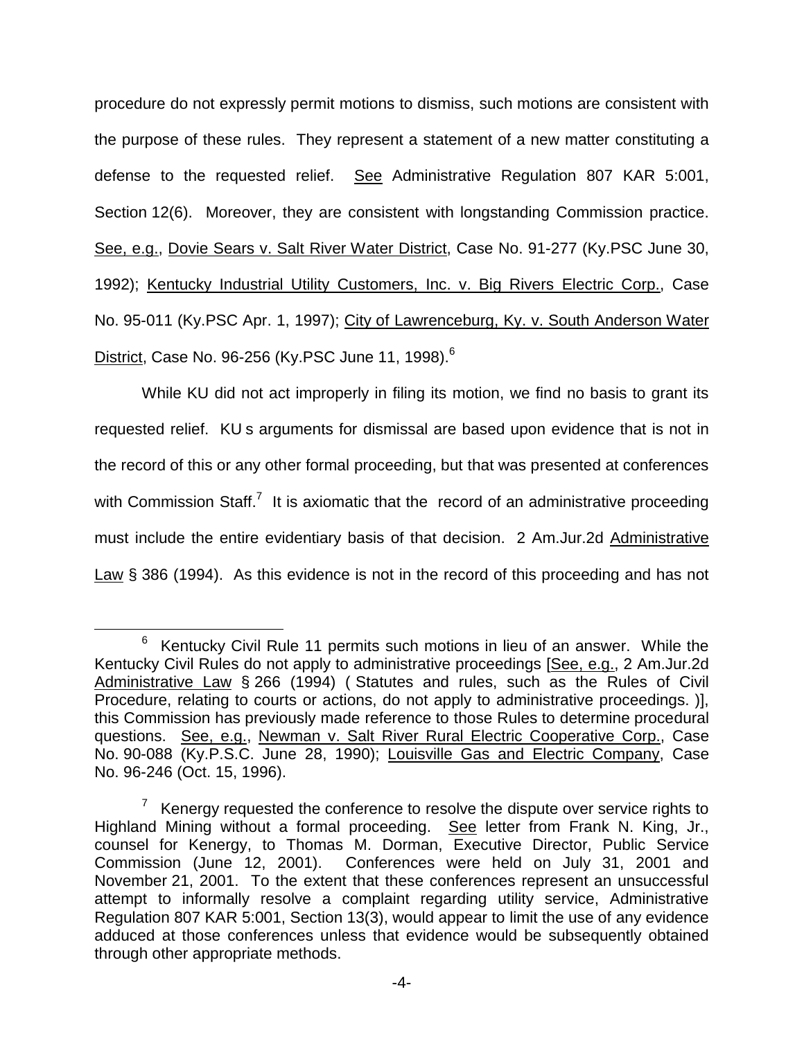procedure do not expressly permit motions to dismiss, such motions are consistent with the purpose of these rules. They represent a statement of a new matter constituting a defense to the requested relief. See Administrative Regulation 807 KAR 5:001, Section 12(6). Moreover, they are consistent with longstanding Commission practice. See, e.g., Dovie Sears v. Salt River Water District, Case No. 91-277 (Ky.PSC June 30, 1992); Kentucky Industrial Utility Customers, Inc. v. Big Rivers Electric Corp., Case No. 95-011 (Ky.PSC Apr. 1, 1997); City of Lawrenceburg, Ky. v. South Anderson Water District, Case No. 96-256 (Ky.PSC June 11, 1998).[6]

While KU did not act improperly in filing its motion, we find no basis to grant its requested relief. KU s arguments for dismissal are based upon evidence that is not in the record of this or any other formal proceeding, but that was presented at conferences with Commission Staff.[7] It is axiomatic that the record of an administrative proceeding must include the entire evidentiary basis of that decision. 2 Am.Jur.2d Administrative Law § 386 (1994). As this evidence is not in the record of this proceeding and has not

[6] Kentucky Civil Rule 11 permits such motions in lieu of an answer. While the Kentucky Civil Rules do not apply to administrative proceedings [See, e.g., 2 Am.Jur.2d Administrative Law § 266 (1994) ( Statutes and rules, such as the Rules of Civil Procedure, relating to courts or actions, do not apply to administrative proceedings. )], this Commission has previously made reference to those Rules to determine procedural questions. See, e.g., Newman v. Salt River Rural Electric Cooperative Corp., Case No. 90-088 (Ky.P.S.C. June 28, 1990); Louisville Gas and Electric Company, Case No. 96-246 (Oct. 15, 1996).

[7] Kenergy requested the conference to resolve the dispute over service rights to Highland Mining without a formal proceeding. See letter from Frank N. King, Jr., counsel for Kenergy, to Thomas M. Dorman, Executive Director, Public Service Commission (June 12, 2001). Conferences were held on July 31, 2001 and November 21, 2001. To the extent that these conferences represent an unsuccessful attempt to informally resolve a complaint regarding utility service, Administrative Regulation 807 KAR 5:001, Section 13(3), would appear to limit the use of any evidence adduced at those conferences unless that evidence would be subsequently obtained through other appropriate methods.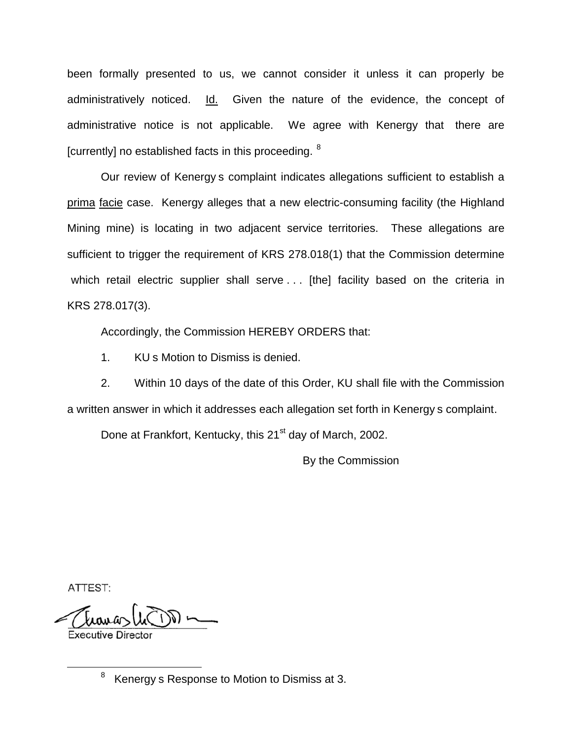been formally presented to us, we cannot consider it unless it can properly be administratively noticed. Id. Given the nature of the evidence, the concept of administrative notice is not applicable. We agree with Kenergy that there are [currently] no established facts in this proceeding. [8]

Our review of Kenergy s complaint indicates allegations sufficient to establish a prima facie case. Kenergy alleges that a new electric-consuming facility (the Highland Mining mine) is locating in two adjacent service territories. These allegations are sufficient to trigger the requirement of KRS 278.018(1) that the Commission determine which retail electric supplier shall serve . . . [the] facility based on the criteria in KRS 278.017(3).

Accordingly, the Commission HEREBY ORDERS that:

1. KU s Motion to Dismiss is denied.

2. Within 10 days of the date of this Order, KU shall file with the Commission a written answer in which it addresses each allegation set forth in Kenergy s complaint.

Done at Frankfort, Kentucky, this 21st day of March, 2002.

By the Commission

ATTEST:

Executive Director

[8] Kenergy s Response to Motion to Dismiss at 3.